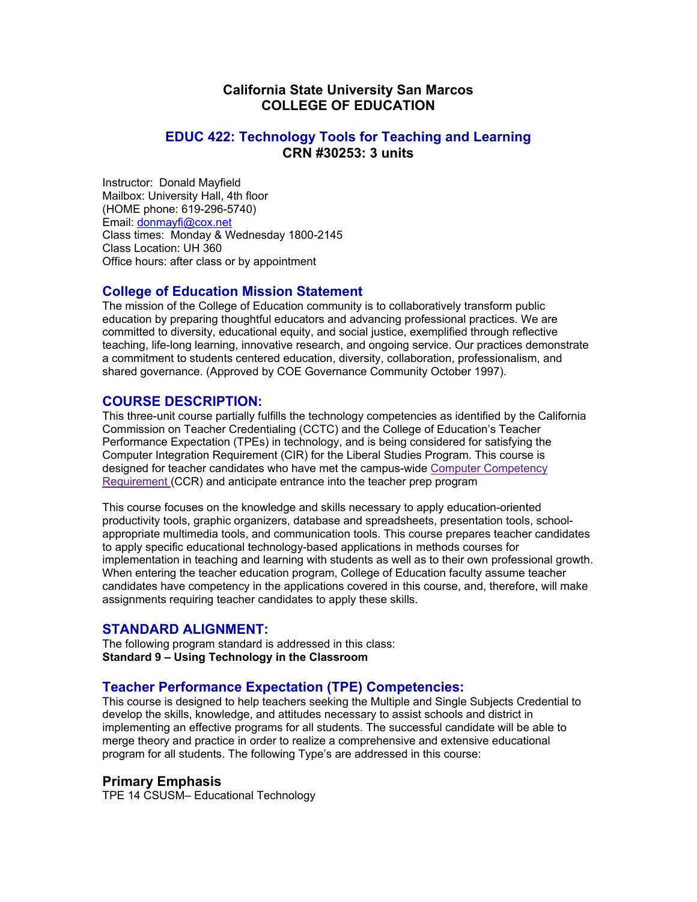# California State University San Marcos
# COLLEGE OF EDUCATION

## EDUC 422: Technology Tools for Teaching and Learning
## CRN #30253: 3 units

Instructor: Donald Mayfield
Mailbox: University Hall, 4th floor
(HOME phone: 619-296-5740)
Email: [donmayfi@cox.net](mailto:donmayfi@cox.net)
Class times: Monday & Wednesday 1800-2145
Class Location: UH 360
Office hours: after class or by appointment

## College of Education Mission Statement

The mission of the College of Education community is to collaboratively transform public education by preparing thoughtful educators and advancing professional practices. We are committed to diversity, educational equity, and social justice, exemplified through reflective teaching, life-long learning, innovative research, and ongoing service. Our practices demonstrate a commitment to students centered education, diversity, collaboration, professionalism, and shared governance. (Approved by COE Governance Community October 1997).

## COURSE DESCRIPTION:

This three-unit course partially fulfills the technology competencies as identified by the California Commission on Teacher Credentialing (CCTC) and the College of Education's Teacher Performance Expectation (TPEs) in technology, and is being considered for satisfying the Computer Integration Requirement (CIR) for the Liberal Studies Program. This course is designed for teacher candidates who have met the campus-wide Computer Competency Requirement (CCR) and anticipate entrance into the teacher prep program

This course focuses on the knowledge and skills necessary to apply education-oriented productivity tools, graphic organizers, database and spreadsheets, presentation tools, school-appropriate multimedia tools, and communication tools. This course prepares teacher candidates to apply specific educational technology-based applications in methods courses for implementation in teaching and learning with students as well as to their own professional growth. When entering the teacher education program, College of Education faculty assume teacher candidates have competency in the applications covered in this course, and, therefore, will make assignments requiring teacher candidates to apply these skills.

## STANDARD ALIGNMENT:

The following program standard is addressed in this class:
**Standard 9 – Using Technology in the Classroom**

## Teacher Performance Expectation (TPE) Competencies:

This course is designed to help teachers seeking the Multiple and Single Subjects Credential to develop the skills, knowledge, and attitudes necessary to assist schools and district in implementing an effective programs for all students. The successful candidate will be able to merge theory and practice in order to realize a comprehensive and extensive educational program for all students. The following Type's are addressed in this course:

### Primary Emphasis

TPE 14 CSUSM– Educational Technology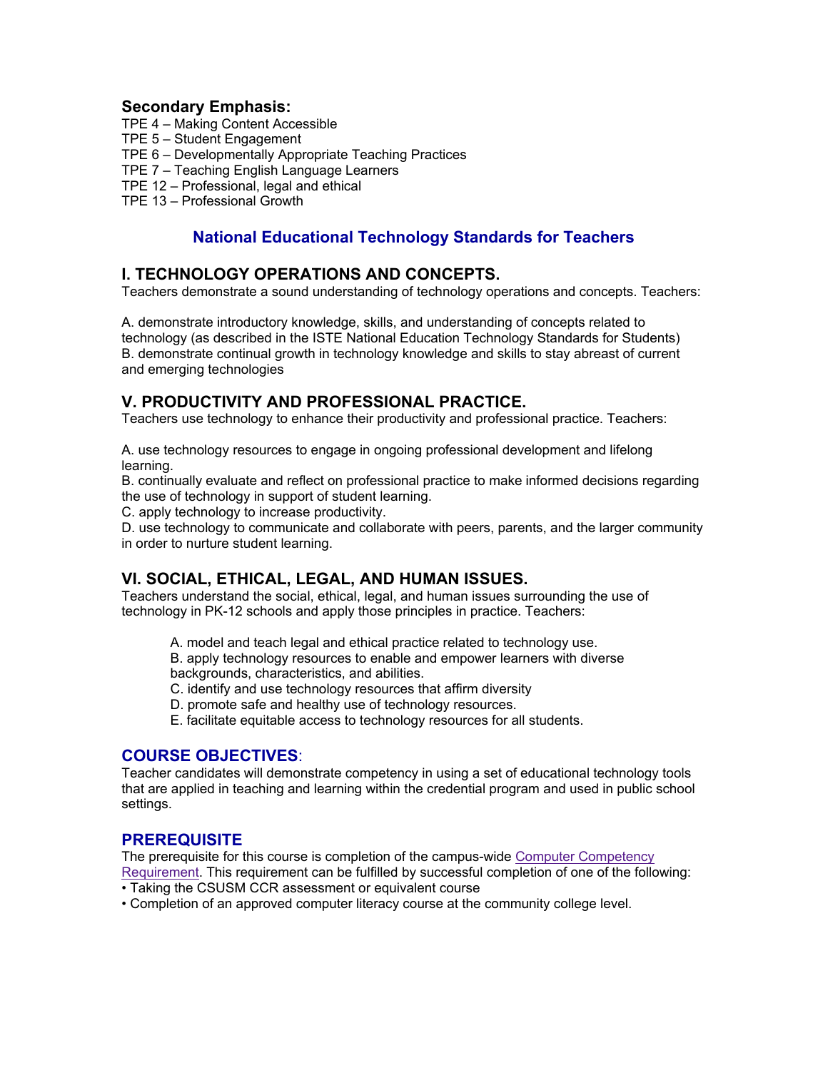### Secondary Emphasis:

TPE 4 – Making Content Accessible
TPE 5 – Student Engagement
TPE 6 – Developmentally Appropriate Teaching Practices
TPE 7 – Teaching English Language Learners
TPE 12 – Professional, legal and ethical
TPE 13 – Professional Growth

## National Educational Technology Standards for Teachers

### I. TECHNOLOGY OPERATIONS AND CONCEPTS.

Teachers demonstrate a sound understanding of technology operations and concepts. Teachers:

A. demonstrate introductory knowledge, skills, and understanding of concepts related to technology (as described in the ISTE National Education Technology Standards for Students)
B. demonstrate continual growth in technology knowledge and skills to stay abreast of current and emerging technologies

### V. PRODUCTIVITY AND PROFESSIONAL PRACTICE.

Teachers use technology to enhance their productivity and professional practice. Teachers:

A. use technology resources to engage in ongoing professional development and lifelong learning.
B. continually evaluate and reflect on professional practice to make informed decisions regarding the use of technology in support of student learning.
C. apply technology to increase productivity.
D. use technology to communicate and collaborate with peers, parents, and the larger community in order to nurture student learning.

### VI. SOCIAL, ETHICAL, LEGAL, AND HUMAN ISSUES.

Teachers understand the social, ethical, legal, and human issues surrounding the use of technology in PK-12 schools and apply those principles in practice. Teachers:

> A. model and teach legal and ethical practice related to technology use.
> B. apply technology resources to enable and empower learners with diverse backgrounds, characteristics, and abilities.
> C. identify and use technology resources that affirm diversity
> D. promote safe and healthy use of technology resources.
> E. facilitate equitable access to technology resources for all students.

## COURSE OBJECTIVES:

Teacher candidates will demonstrate competency in using a set of educational technology tools that are applied in teaching and learning within the credential program and used in public school settings.

## PREREQUISITE

The prerequisite for this course is completion of the campus-wide Computer Competency Requirement. This requirement can be fulfilled by successful completion of one of the following:

- Taking the CSUSM CCR assessment or equivalent course
- Completion of an approved computer literacy course at the community college level.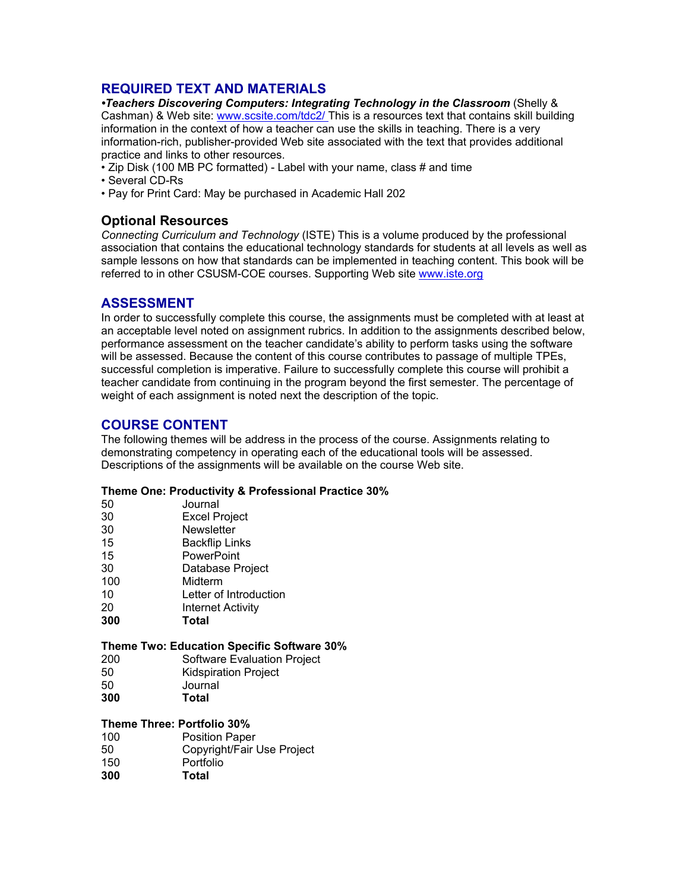## REQUIRED TEXT AND MATERIALS

***•Teachers Discovering Computers: Integrating Technology in the Classroom*** (Shelly & Cashman) & Web site: www.scsite.com/tdc2/ This is a resources text that contains skill building information in the context of how a teacher can use the skills in teaching. There is a very information-rich, publisher-provided Web site associated with the text that provides additional practice and links to other resources.

- Zip Disk (100 MB PC formatted) - Label with your name, class # and time
- Several CD-Rs
- Pay for Print Card: May be purchased in Academic Hall 202

### Optional Resources

*Connecting Curriculum and Technology* (ISTE) This is a volume produced by the professional association that contains the educational technology standards for students at all levels as well as sample lessons on how that standards can be implemented in teaching content. This book will be referred to in other CSUSM-COE courses. Supporting Web site www.iste.org

## ASSESSMENT

In order to successfully complete this course, the assignments must be completed with at least at an acceptable level noted on assignment rubrics. In addition to the assignments described below, performance assessment on the teacher candidate's ability to perform tasks using the software will be assessed. Because the content of this course contributes to passage of multiple TPEs, successful completion is imperative. Failure to successfully complete this course will prohibit a teacher candidate from continuing in the program beyond the first semester. The percentage of weight of each assignment is noted next the description of the topic.

## COURSE CONTENT

The following themes will be address in the process of the course. Assignments relating to demonstrating competency in operating each of the educational tools will be assessed. Descriptions of the assignments will be available on the course Web site.

**Theme One: Productivity & Professional Practice 30%**

| | |
|---|---|
| 50 | Journal |
| 30 | Excel Project |
| 30 | Newsletter |
| 15 | Backflip Links |
| 15 | PowerPoint |
| 30 | Database Project |
| 100 | Midterm |
| 10 | Letter of Introduction |
| 20 | Internet Activity |
| **300** | **Total** |

**Theme Two: Education Specific Software 30%**

| | |
|---|---|
| 200 | Software Evaluation Project |
| 50 | Kidspiration Project |
| 50 | Journal |
| **300** | **Total** |

**Theme Three: Portfolio 30%**

| | |
|---|---|
| 100 | Position Paper |
| 50 | Copyright/Fair Use Project |
| 150 | Portfolio |
| **300** | **Total** |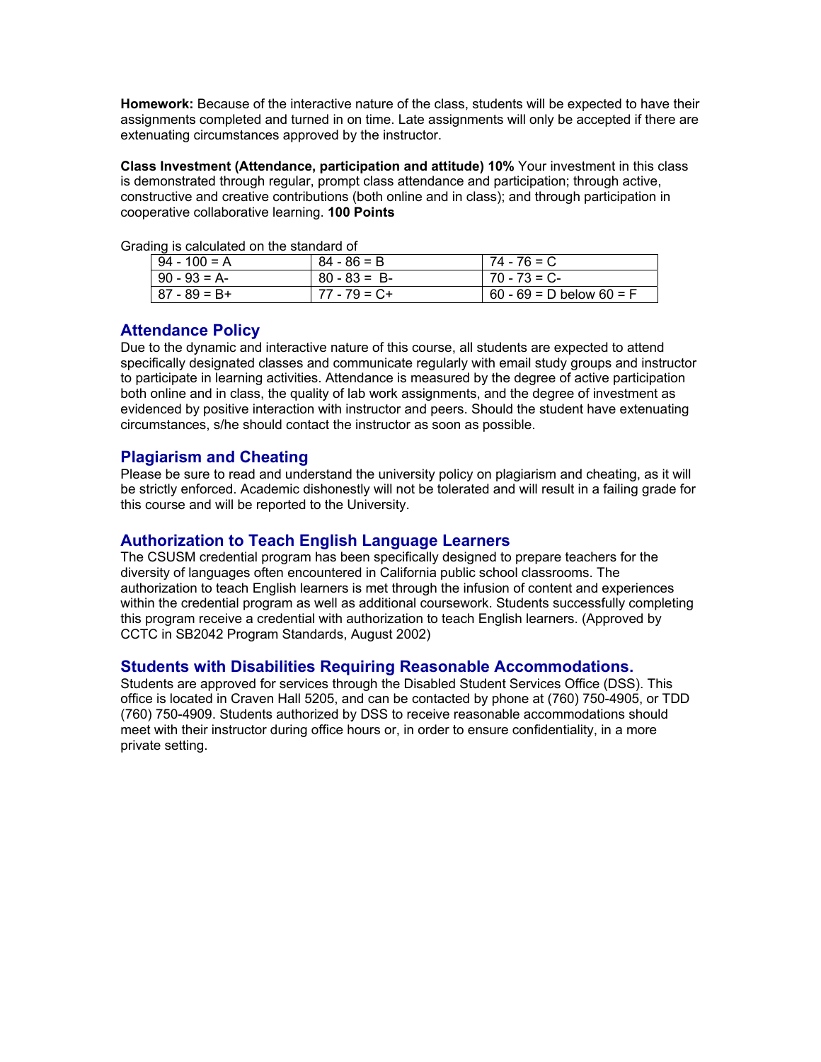**Homework:** Because of the interactive nature of the class, students will be expected to have their assignments completed and turned in on time. Late assignments will only be accepted if there are extenuating circumstances approved by the instructor.

**Class Investment (Attendance, participation and attitude) 10%** Your investment in this class is demonstrated through regular, prompt class attendance and participation; through active, constructive and creative contributions (both online and in class); and through participation in cooperative collaborative learning. **100 Points**

Grading is calculated on the standard of

| | | |
|---|---|---|
| 94 - 100 = A | 84 - 86 = B | 74 - 76 = C |
| 90 - 93 = A- | 80 - 83 = B- | 70 - 73 = C- |
| 87 - 89 = B+ | 77 - 79 = C+ | 60 - 69 = D below 60 = F |

## Attendance Policy

Due to the dynamic and interactive nature of this course, all students are expected to attend specifically designated classes and communicate regularly with email study groups and instructor to participate in learning activities. Attendance is measured by the degree of active participation both online and in class, the quality of lab work assignments, and the degree of investment as evidenced by positive interaction with instructor and peers. Should the student have extenuating circumstances, s/he should contact the instructor as soon as possible.

## Plagiarism and Cheating

Please be sure to read and understand the university policy on plagiarism and cheating, as it will be strictly enforced. Academic dishonestly will not be tolerated and will result in a failing grade for this course and will be reported to the University.

## Authorization to Teach English Language Learners

The CSUSM credential program has been specifically designed to prepare teachers for the diversity of languages often encountered in California public school classrooms. The authorization to teach English learners is met through the infusion of content and experiences within the credential program as well as additional coursework. Students successfully completing this program receive a credential with authorization to teach English learners. (Approved by CCTC in SB2042 Program Standards, August 2002)

## Students with Disabilities Requiring Reasonable Accommodations.

Students are approved for services through the Disabled Student Services Office (DSS). This office is located in Craven Hall 5205, and can be contacted by phone at (760) 750-4905, or TDD (760) 750-4909. Students authorized by DSS to receive reasonable accommodations should meet with their instructor during office hours or, in order to ensure confidentiality, in a more private setting.